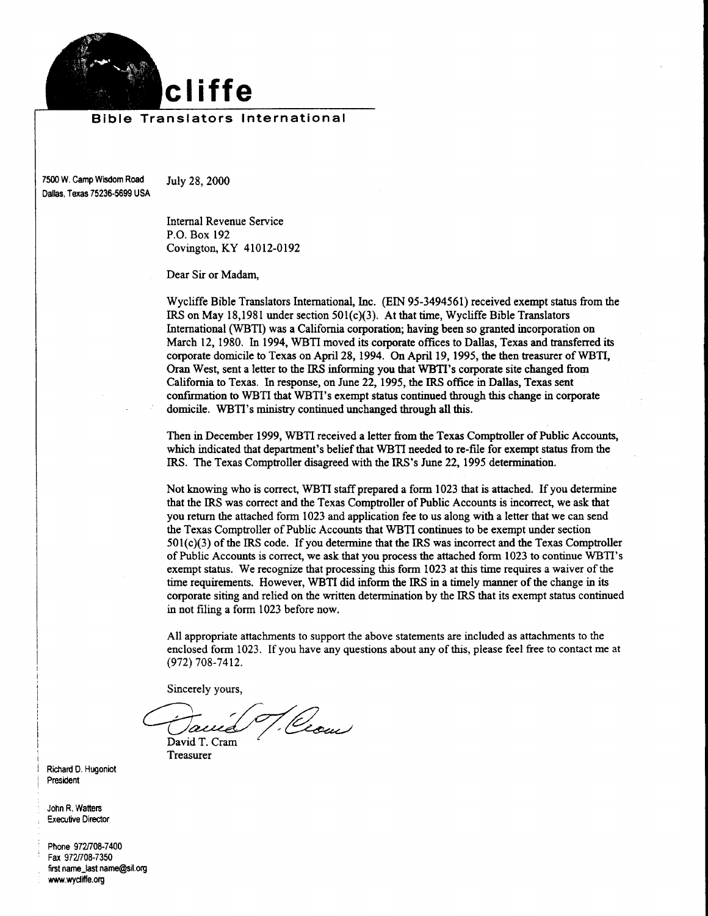# cliffe

**Bible Translators International**

7500 W. Camp Wisdom Road
Dallas, Texas 75236-5699 USA

July 28, 2000

Internal Revenue Service
P.O. Box 192
Covington, KY 41012-0192

Dear Sir or Madam,

Wycliffe Bible Translators International, Inc. (EIN 95-3494561) received exempt status from the IRS on May 18,1981 under section 501(c)(3). At that time, Wycliffe Bible Translators International (WBTI) was a California corporation; having been so granted incorporation on March 12, 1980. In 1994, WBTI moved its corporate offices to Dallas, Texas and transferred its corporate domicile to Texas on April 28, 1994. On April 19, 1995, the then treasurer of WBTI, Oran West, sent a letter to the IRS informing you that WBTI's corporate site changed from California to Texas. In response, on June 22, 1995, the IRS office in Dallas, Texas sent confirmation to WBTI that WBTI's exempt status continued through this change in corporate domicile. WBTI's ministry continued unchanged through all this.

Then in December 1999, WBTI received a letter from the Texas Comptroller of Public Accounts, which indicated that department's belief that WBTI needed to re-file for exempt status from the IRS. The Texas Comptroller disagreed with the IRS's June 22, 1995 determination.

Not knowing who is correct, WBTI staff prepared a form 1023 that is attached. If you determine that the IRS was correct and the Texas Comptroller of Public Accounts is incorrect, we ask that you return the attached form 1023 and application fee to us along with a letter that we can send the Texas Comptroller of Public Accounts that WBTI continues to be exempt under section 501(c)(3) of the IRS code. If you determine that the IRS was incorrect and the Texas Comptroller of Public Accounts is correct, we ask that you process the attached form 1023 to continue WBTI's exempt status. We recognize that processing this form 1023 at this time requires a waiver of the time requirements. However, WBTI did inform the IRS in a timely manner of the change in its corporate siting and relied on the written determination by the IRS that its exempt status continued in not filing a form 1023 before now.

All appropriate attachments to support the above statements are included as attachments to the enclosed form 1023. If you have any questions about any of this, please feel free to contact me at (972) 708-7412.

Sincerely yours,

David T. Cram
Treasurer

Richard D. Hugoniot
President

John R. Watters
Executive Director

Phone 972/708-7400
Fax 972/708-7350
first name_last name@sil.org
www.wycliffe.org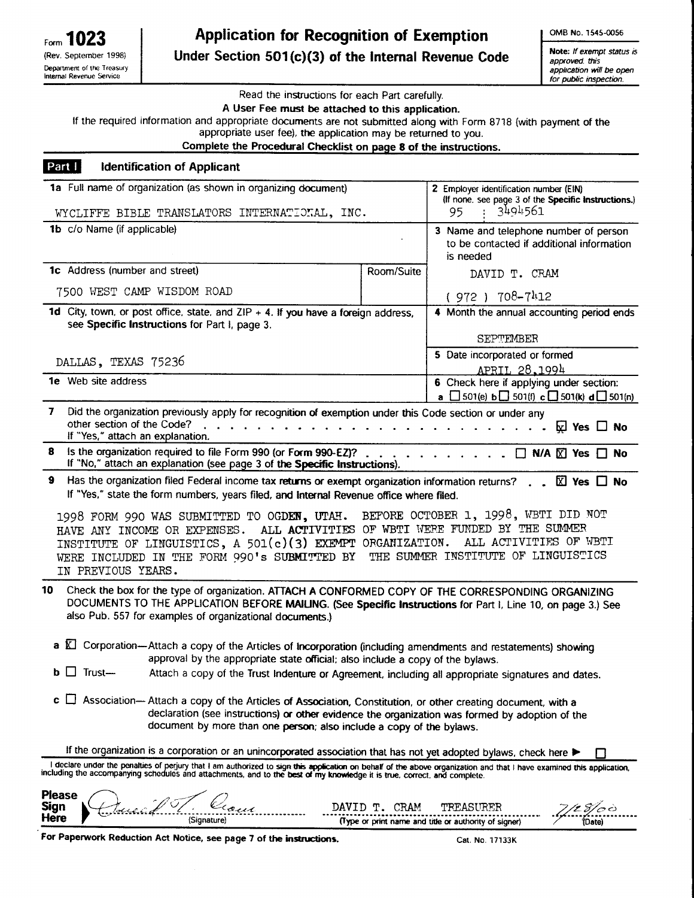Form **1023**
(Rev. September 1998)
Department of the Treasury
Internal Revenue Service

# Application for Recognition of Exemption
## Under Section 501(c)(3) of the Internal Revenue Code

OMB No. 1545-0056

**Note:** *If exempt status is approved, this application will be open for public inspection.*

Read the instructions for each Part carefully.
**A User Fee must be attached to this application.**
If the required information and appropriate documents are not submitted along with Form 8718 (with payment of the appropriate user fee), the application may be returned to you.
**Complete the Procedural Checklist on page 8 of the instructions.**

## Part I Identification of Applicant

| | |
|---|---|
| **1a** Full name of organization (as shown in organizing document): WYCLIFFE BIBLE TRANSLATORS INTERNATIONAL, INC. | **2** Employer identification number (EIN) (If none, see page 3 of the **Specific Instructions.**): 95 : 3494561 |
| **1b** c/o Name (if applicable) | **3** Name and telephone number of person to be contacted if additional information is needed: DAVID T. CRAM (972) 708-7412 |
| **1c** Address (number and street): 7500 WEST CAMP WISDOM ROAD — Room/Suite: | |
| **1d** City, town, or post office, state, and ZIP + 4. If you have a foreign address, see **Specific Instructions** for Part I, page 3.: DALLAS, TEXAS 75236 | **4** Month the annual accounting period ends: SEPTEMBER |
| | **5** Date incorporated or formed: APRIL 28,1994 |
| **1e** Web site address | **6** Check here if applying under section: a ☐ 501(e) b ☐ 501(f) c ☐ 501(k) d ☐ 501(n) |

**7** Did the organization previously apply for recognition of exemption under this Code section or under any other section of the Code? If "Yes," attach an explanation. ☒ Yes ☐ No

**8** Is the organization required to file Form 990 (or Form 990-EZ)? If "No," attach an explanation (see page 3 of the **Specific Instructions**). ☐ N/A ☒ Yes ☐ No

**9** Has the organization filed Federal income tax returns or exempt organization information returns? ☒ Yes ☐ No
If "Yes," state the form numbers, years filed, and Internal Revenue office where filed.

1998 FORM 990 WAS SUBMITTED TO OGDEN, UTAH. BEFORE OCTOBER 1, 1998, WBTI DID NOT HAVE ANY INCOME OR EXPENSES. ALL ACTIVITIES OF WBTI WERE FUNDED BY THE SUMMER INSTITUTE OF LINGUISTICS, A 501(c)(3) EXEMPT ORGANIZATION. ALL ACTIVITIES OF WBTI WERE INCLUDED IN THE FORM 990's SUBMITTED BY THE SUMMER INSTITUTE OF LINGUISTICS IN PREVIOUS YEARS.

**10** Check the box for the type of organization. ATTACH A CONFORMED COPY OF THE CORRESPONDING ORGANIZING DOCUMENTS TO THE APPLICATION BEFORE MAILING. (See **Specific Instructions** for Part I, Line 10, on page 3.) See also Pub. 557 for examples of organizational documents.)

**a** ☒ Corporation— Attach a copy of the Articles of Incorporation (including amendments and restatements) showing approval by the appropriate state official; also include a copy of the bylaws.

**b** ☐ Trust— Attach a copy of the Trust Indenture or Agreement, including all appropriate signatures and dates.

**c** ☐ Association— Attach a copy of the Articles of Association, Constitution, or other creating document, with a declaration (see instructions) or other evidence the organization was formed by adoption of the document by more than one person; also include a copy of the bylaws.

If the organization is a corporation or an unincorporated association that has not yet adopted bylaws, check here ▶ ☐

I declare under the penalties of perjury that I am authorized to sign this application on behalf of the above organization and that I have examined this application, including the accompanying schedules and attachments, and to the best of my knowledge it is true, correct, and complete.

**Please Sign Here** ▶ David T. Cram (Signature) — DAVID T. CRAM TREASURER (Type or print name and title or authority of signer) — 7/28/00 (Date)

**For Paperwork Reduction Act Notice, see page 7 of the instructions.** Cat. No. 17133K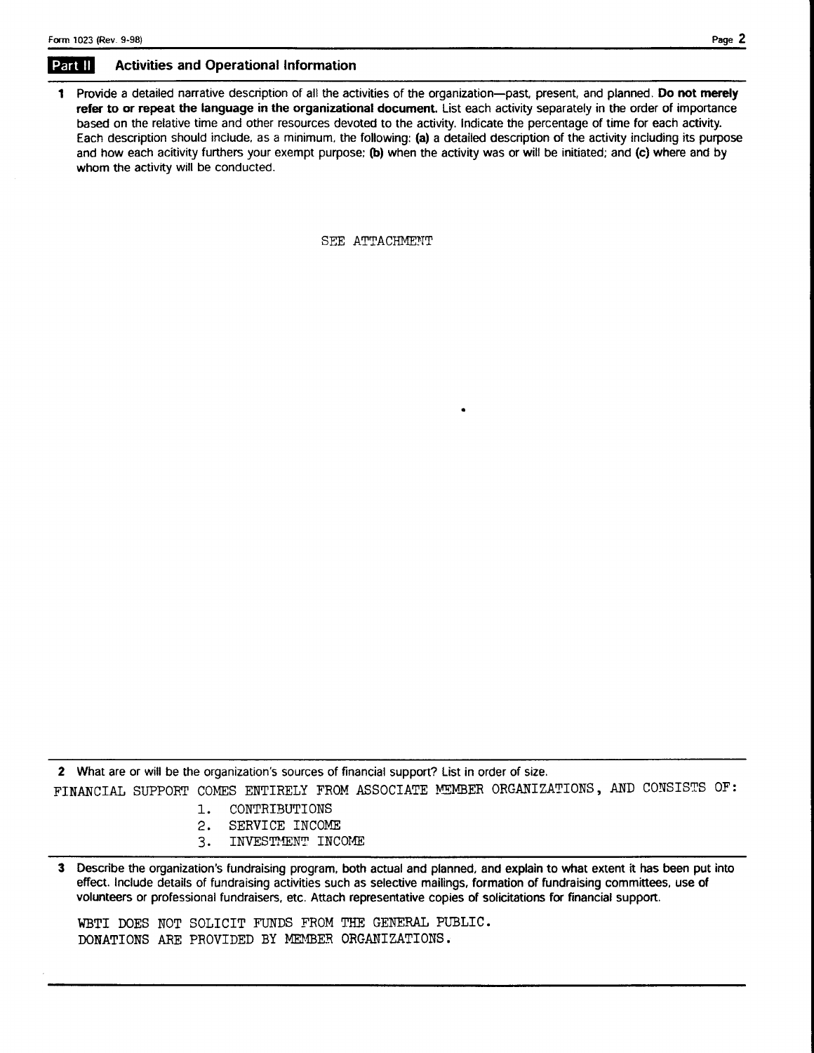## Part II Activities and Operational Information

**1** Provide a detailed narrative description of all the activities of the organization—past, present, and planned. **Do not merely refer to or repeat the language in the organizational document.** List each activity separately in the order of importance based on the relative time and other resources devoted to the activity. Indicate the percentage of time for each activity. Each description should include, as a minimum, the following: **(a)** a detailed description of the activity including its purpose and how each acitivity furthers your exempt purpose; **(b)** when the activity was or will be initiated; and **(c)** where and by whom the activity will be conducted.

SEE ATTACHMENT

**2** What are or will be the organization's sources of financial support? List in order of size.

FINANCIAL SUPPORT COMES ENTIRELY FROM ASSOCIATE MEMBER ORGANIZATIONS, AND CONSISTS OF:

1. CONTRIBUTIONS
2. SERVICE INCOME
3. INVESTMENT INCOME

**3** Describe the organization's fundraising program, both actual and planned, and explain to what extent it has been put into effect. Include details of fundraising activities such as selective mailings, formation of fundraising committees, use of volunteers or professional fundraisers, etc. Attach representative copies of solicitations for financial support.

WBTI DOES NOT SOLICIT FUNDS FROM THE GENERAL PUBLIC.
DONATIONS ARE PROVIDED BY MEMBER ORGANIZATIONS.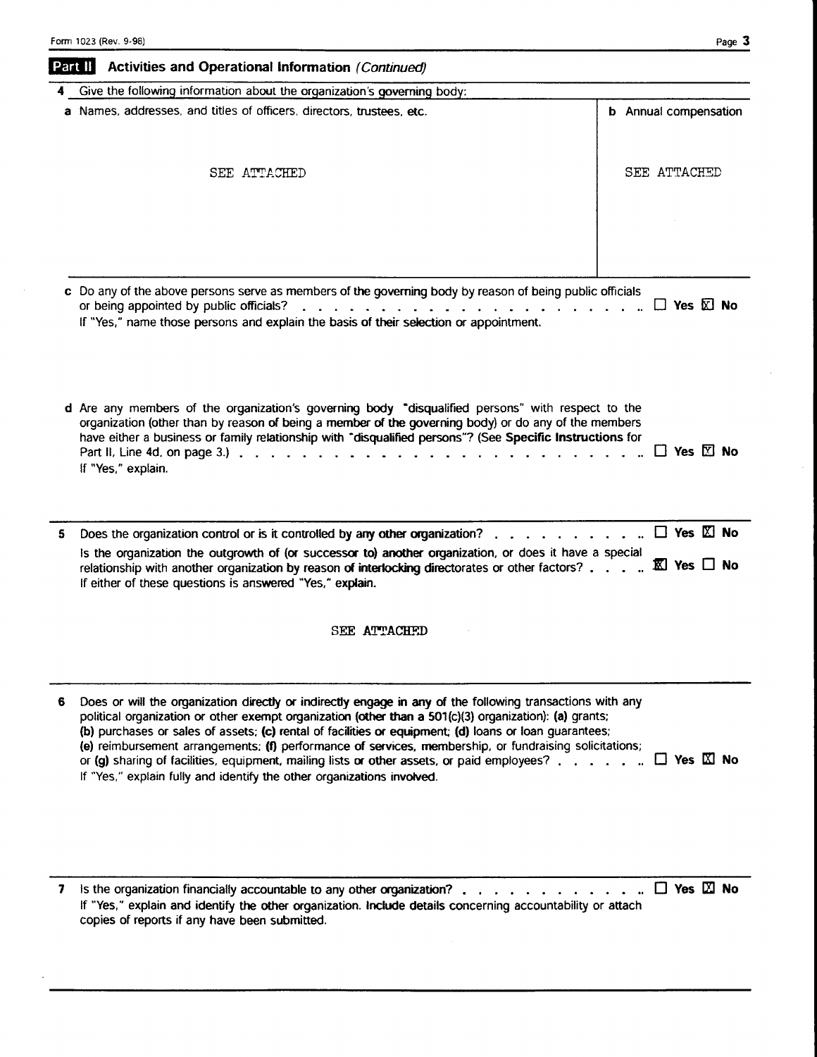## Part II Activities and Operational Information *(Continued)*

**4** Give the following information about the organization's governing body:

| **a** Names, addresses, and titles of officers, directors, trustees, etc. | **b** Annual compensation |
|---|---|
| SEE ATTACHED | SEE ATTACHED |

**c** Do any of the above persons serve as members of the governing body by reason of being public officials or being appointed by public officials? ☐ Yes ☒ No

If "Yes," name those persons and explain the basis of their selection or appointment.

**d** Are any members of the organization's governing body "disqualified persons" with respect to the organization (other than by reason of being a member of the governing body) or do any of the members have either a business or family relationship with "disqualified persons"? (See **Specific Instructions** for Part II, Line 4d, on page 3.) ☐ Yes ☒ No

If "Yes," explain.

**5** Does the organization control or is it controlled by any other organization? ☐ Yes ☒ No

Is the organization the outgrowth of (or successor to) another organization, or does it have a special relationship with another organization by reason of interlocking directorates or other factors? ☒ Yes ☐ No

If either of these questions is answered "Yes," explain.

SEE ATTACHED

**6** Does or will the organization directly or indirectly engage in any of the following transactions with any political organization or other exempt organization (other than a 501(c)(3) organization): **(a)** grants; **(b)** purchases or sales of assets; **(c)** rental of facilities or equipment; **(d)** loans or loan guarantees; **(e)** reimbursement arrangements; **(f)** performance of services, membership, or fundraising solicitations; or **(g)** sharing of facilities, equipment, mailing lists or other assets, or paid employees? ☐ Yes ☒ No

If "Yes," explain fully and identify the other organizations involved.

**7** Is the organization financially accountable to any other organization? ☐ Yes ☒ No

If "Yes," explain and identify the other organization. Include details concerning accountability or attach copies of reports if any have been submitted.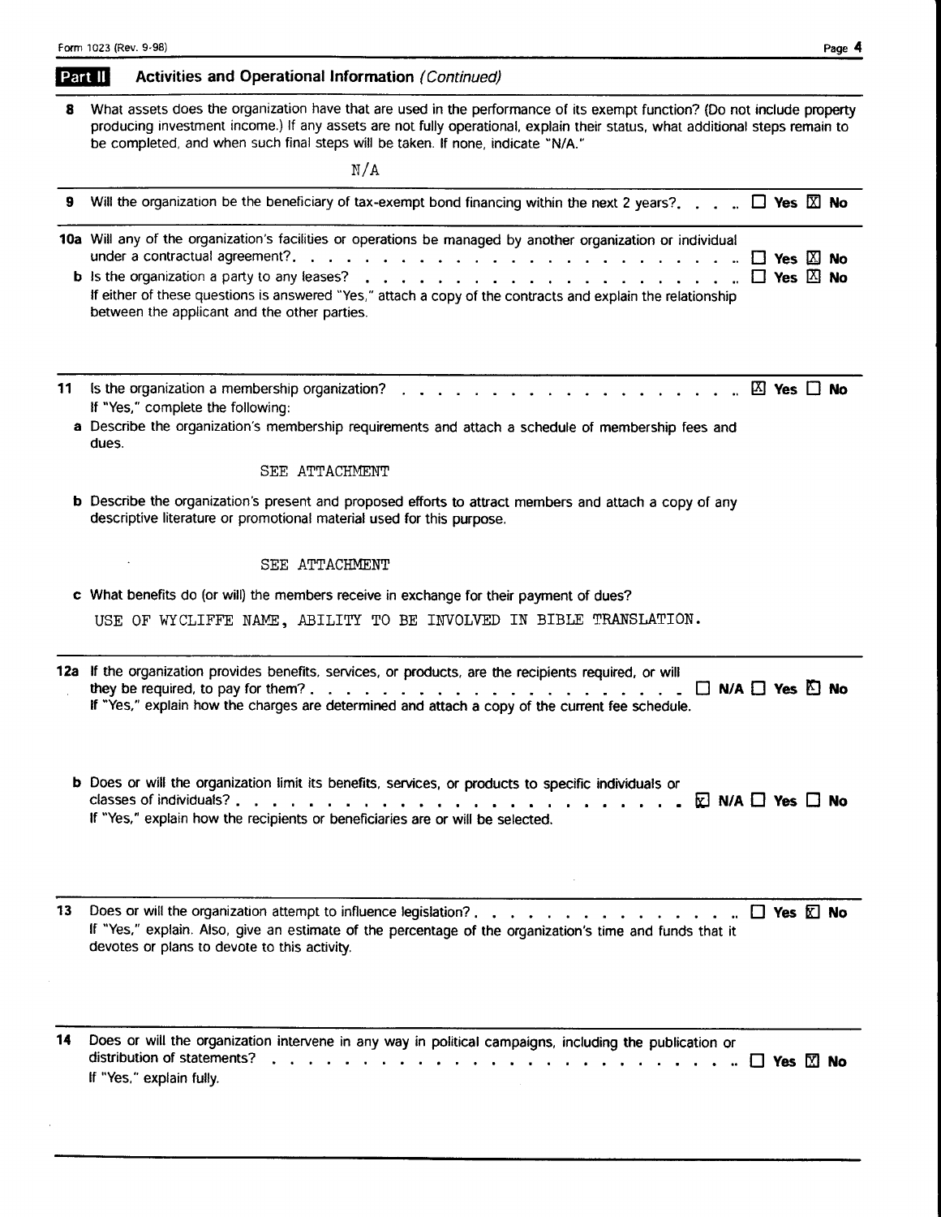Form 1023 (Rev. 9-98)

## Part II Activities and Operational Information *(Continued)*

**8** What assets does the organization have that are used in the performance of its exempt function? (Do not include property producing investment income.) If any assets are not fully operational, explain their status, what additional steps remain to be completed, and when such final steps will be taken. If none, indicate "N/A."

N/A

**9** Will the organization be the beneficiary of tax-exempt bond financing within the next 2 years? ☐ Yes ☒ No

**10a** Will any of the organization's facilities or operations be managed by another organization or individual under a contractual agreement? ☐ Yes ☒ No

**b** Is the organization a party to any leases? ☐ Yes ☒ No

If either of these questions is answered "Yes," attach a copy of the contracts and explain the relationship between the applicant and the other parties.

**11** Is the organization a membership organization? ☒ Yes ☐ No

If "Yes," complete the following:

**a** Describe the organization's membership requirements and attach a schedule of membership fees and dues.

SEE ATTACHMENT

**b** Describe the organization's present and proposed efforts to attract members and attach a copy of any descriptive literature or promotional material used for this purpose.

SEE ATTACHMENT

**c** What benefits do (or will) the members receive in exchange for their payment of dues?

USE OF WYCLIFFE NAME, ABILITY TO BE INVOLVED IN BIBLE TRANSLATION.

**12a** If the organization provides benefits, services, or products, are the recipients required, or will they be required, to pay for them? ☐ N/A ☐ Yes ☒ No

If "Yes," explain how the charges are determined and attach a copy of the current fee schedule.

**b** Does or will the organization limit its benefits, services, or products to specific individuals or classes of individuals? ☒ N/A ☐ Yes ☐ No

If "Yes," explain how the recipients or beneficiaries are or will be selected.

**13** Does or will the organization attempt to influence legislation? ☐ Yes ☒ No

If "Yes," explain. Also, give an estimate of the percentage of the organization's time and funds that it devotes or plans to devote to this activity.

**14** Does or will the organization intervene in any way in political campaigns, including the publication or distribution of statements? ☐ Yes ☒ No

If "Yes," explain fully.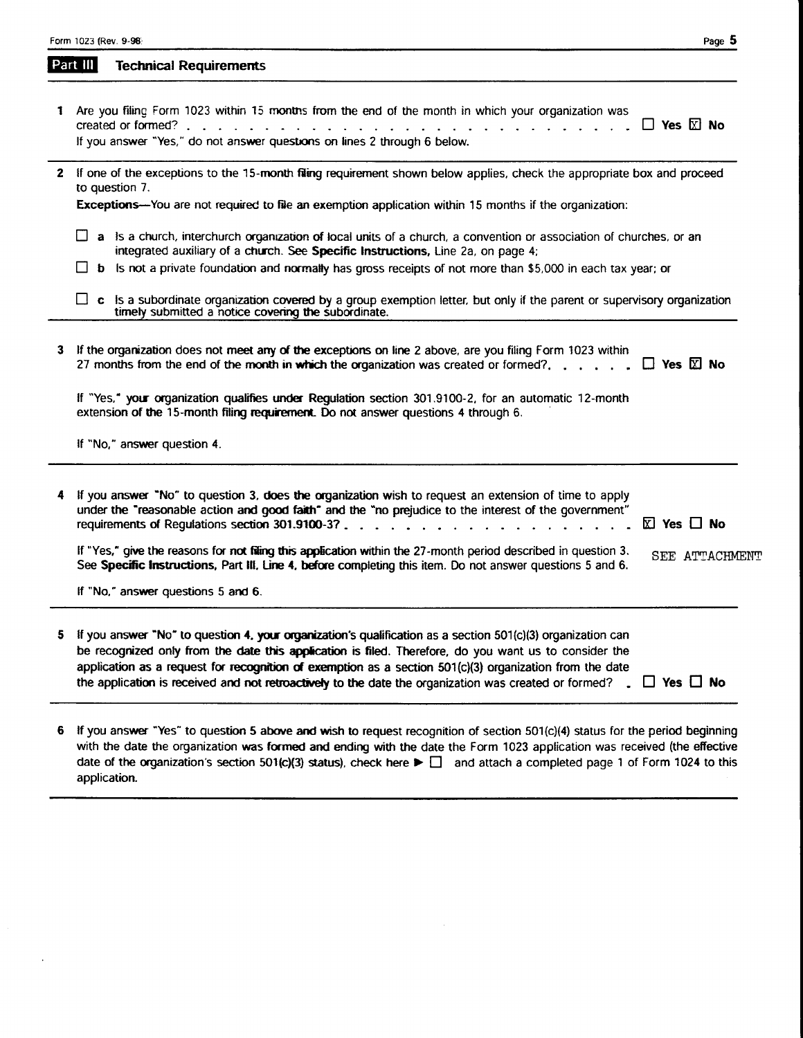## Part III Technical Requirements

**1** Are you filing Form 1023 within 15 months from the end of the month in which your organization was created or formed? . . . . . . . . . . . . . . . . . . . . . . . . . . . . . . ☐ **Yes** ☒ **No**

If you answer "Yes," do not answer questions on lines 2 through 6 below.

**2** If one of the exceptions to the 15-month filing requirement shown below applies, check the appropriate box and proceed to question 7.

**Exceptions**—You are not required to file an exemption application within 15 months if the organization:

☐ **a** Is a church, interchurch organization of local units of a church, a convention or association of churches, or an integrated auxiliary of a church. See **Specific Instructions,** Line 2a, on page 4;

☐ **b** Is not a private foundation and normally has gross receipts of not more than $5,000 in each tax year; or

☐ **c** Is a subordinate organization covered by a group exemption letter, but only if the parent or supervisory organization timely submitted a notice covering the subordinate.

**3** If the organization does not meet any of the exceptions on line 2 above, are you filing Form 1023 within 27 months from the end of the month in which the organization was created or formed?. . . . . . ☐ **Yes** ☒ **No**

If "Yes," your organization qualifies under Regulation section 301.9100-2, for an automatic 12-month extension of the 15-month filing requirement. Do not answer questions 4 through 6.

If "No," answer question 4.

**4** If you answer "No" to question 3, does the organization wish to request an extension of time to apply under the "reasonable action and good faith" and the "no prejudice to the interest of the government" requirements of Regulations section 301.9100-3? . . . . . . . . . . . . . . . . . . . ☒ **Yes** ☐ **No**

If "Yes," give the reasons for not filing this application within the 27-month period described in question 3. See **Specific Instructions,** Part III, Line 4, before completing this item. Do not answer questions 5 and 6.
SEE ATTACHMENT

If "No," answer questions 5 and 6.

**5** If you answer "No" to question 4, your organization's qualification as a section 501(c)(3) organization can be recognized only from the date this application is filed. Therefore, do you want us to consider the application as a request for recognition of exemption as a section 501(c)(3) organization from the date the application is received and not retroactively to the date the organization was created or formed? . ☐ **Yes** ☐ **No**

**6** If you answer "Yes" to question 5 above and wish to request recognition of section 501(c)(4) status for the period beginning with the date the organization was formed and ending with the date the Form 1023 application was received (the effective date of the organization's section 501(c)(3) status), check here ▶ ☐ and attach a completed page 1 of Form 1024 to this application.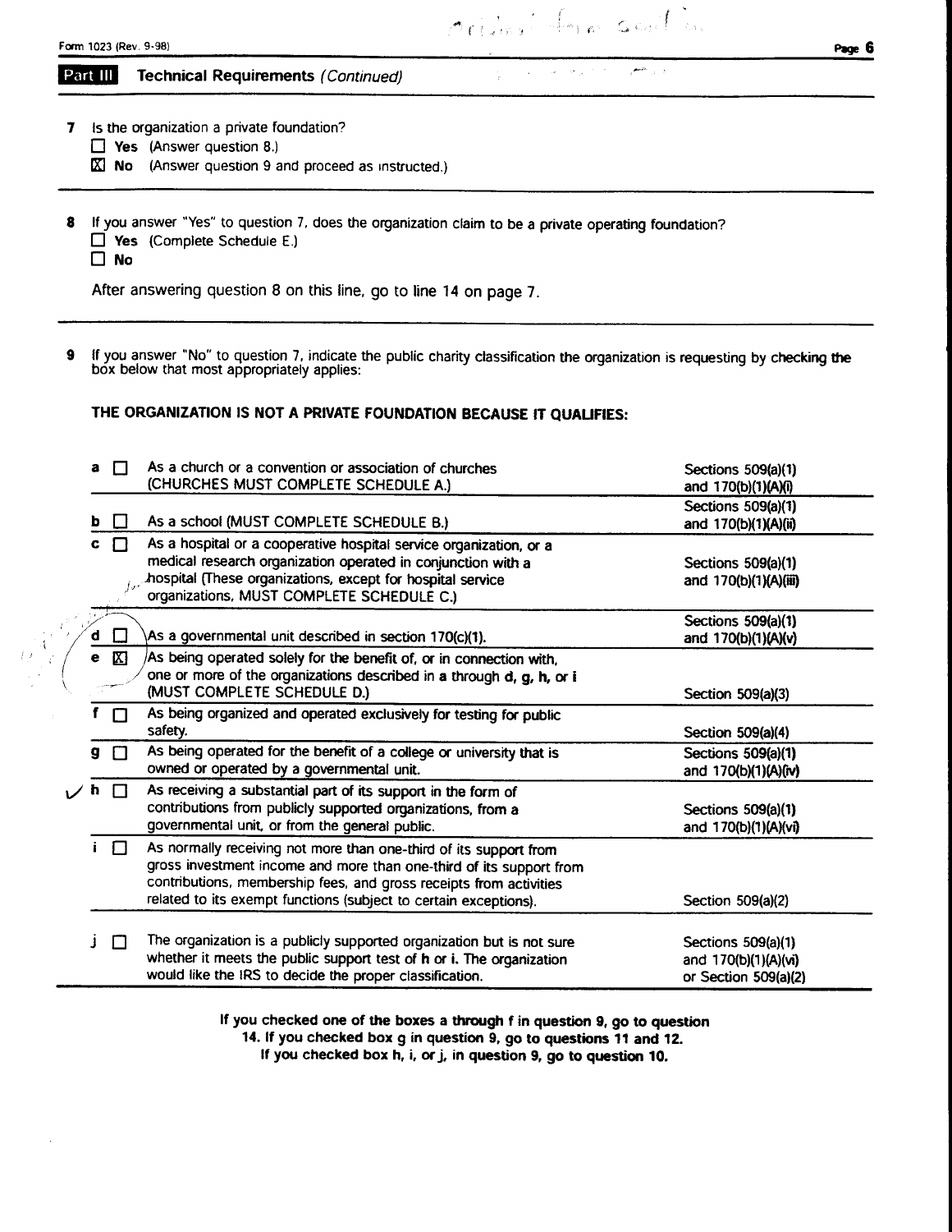## Part III Technical Requirements *(Continued)*

**7** Is the organization a private foundation?

☐ **Yes** (Answer question 8.)

☒ **No** (Answer question 9 and proceed as instructed.)

---

**8** If you answer "Yes" to question 7, does the organization claim to be a private operating foundation?

☐ **Yes** (Complete Schedule E.)

☐ **No**

After answering question 8 on this line, go to line 14 on page 7.

---

**9** If you answer "No" to question 7, indicate the public charity classification the organization is requesting by checking the box below that most appropriately applies:

**THE ORGANIZATION IS NOT A PRIVATE FOUNDATION BECAUSE IT QUALIFIES:**

| | | | |
|---|---|---|---|
| **a** | ☐ | As a church or a convention or association of churches (CHURCHES MUST COMPLETE SCHEDULE A.) | Sections 509(a)(1) and 170(b)(1)(A)(i) |
| **b** | ☐ | As a school (MUST COMPLETE SCHEDULE B.) | Sections 509(a)(1) and 170(b)(1)(A)(ii) |
| **c** | ☐ | As a hospital or a cooperative hospital service organization, or a medical research organization operated in conjunction with a hospital (These organizations, except for hospital service organizations, MUST COMPLETE SCHEDULE C.) | Sections 509(a)(1) and 170(b)(1)(A)(iii) |
| **d** | ☐ | As a governmental unit described in section 170(c)(1). | Sections 509(a)(1) and 170(b)(1)(A)(v) |
| **e** | ☒ | As being operated solely for the benefit of, or in connection with, one or more of the organizations described in **a** through **d**, **g**, **h**, or **i** (MUST COMPLETE SCHEDULE D.) | Section 509(a)(3) |
| **f** | ☐ | As being organized and operated exclusively for testing for public safety. | Section 509(a)(4) |
| **g** | ☐ | As being operated for the benefit of a college or university that is owned or operated by a governmental unit. | Sections 509(a)(1) and 170(b)(1)(A)(iv) |
| ✓ **h** | ☐ | As receiving a substantial part of its support in the form of contributions from publicly supported organizations, from a governmental unit, or from the general public. | Sections 509(a)(1) and 170(b)(1)(A)(vi) |
| **i** | ☐ | As normally receiving not more than one-third of its support from gross investment income and more than one-third of its support from contributions, membership fees, and gross receipts from activities related to its exempt functions (subject to certain exceptions). | Section 509(a)(2) |
| **j** | ☐ | The organization is a publicly supported organization but is not sure whether it meets the public support test of **h** or **i**. The organization would like the IRS to decide the proper classification. | Sections 509(a)(1) and 170(b)(1)(A)(vi) or Section 509(a)(2) |

**If you checked one of the boxes a through f in question 9, go to question 14. If you checked box g in question 9, go to questions 11 and 12. If you checked box h, i, or j, in question 9, go to question 10.**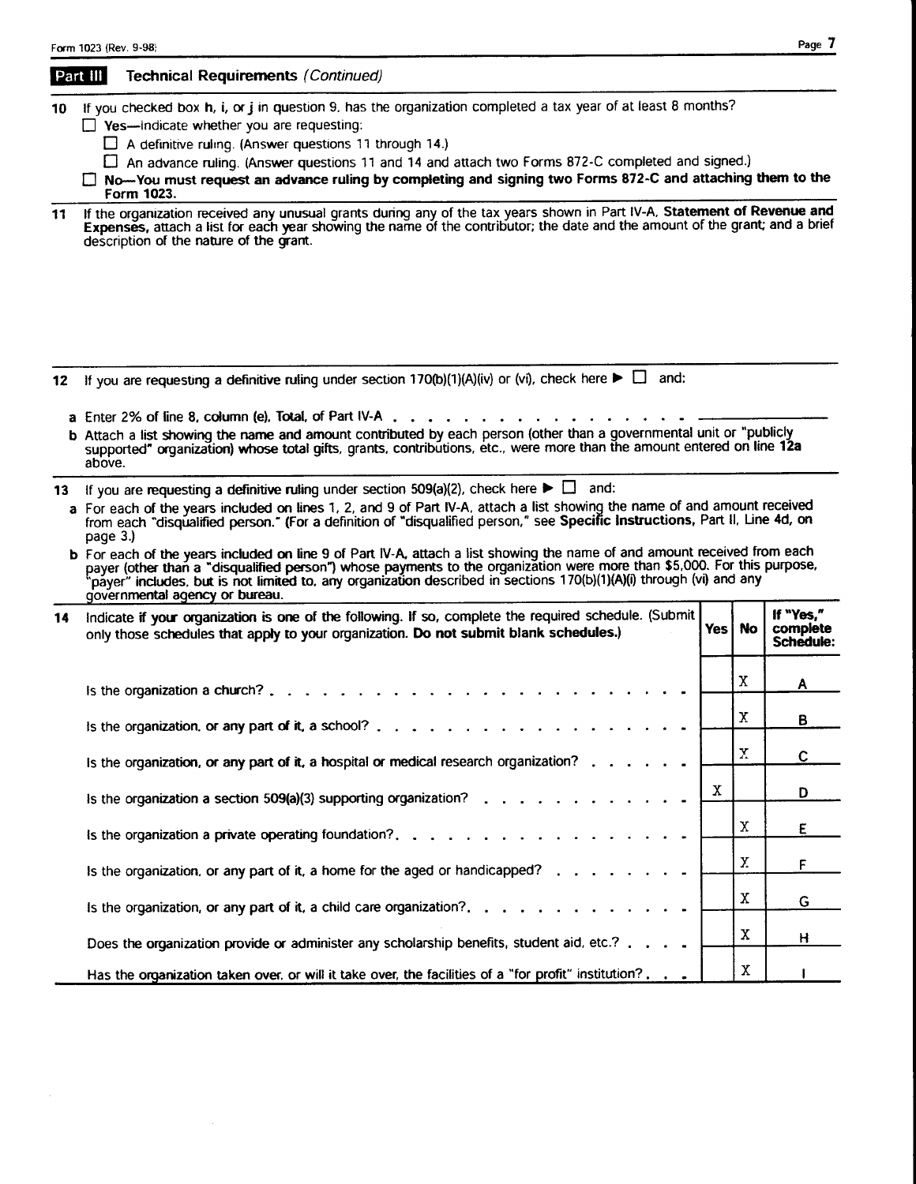Form 1023 (Rev. 9-98)

## Part III Technical Requirements *(Continued)*

**10** If you checked box **h**, **i**, or **j** in question 9, has the organization completed a tax year of at least 8 months?

☐ **Yes**—Indicate whether you are requesting:

☐ A definitive ruling. (Answer questions 11 through 14.)

☐ An advance ruling. (Answer questions 11 and 14 and attach two Forms 872-C completed and signed.)

☐ **No—You must request an advance ruling by completing and signing two Forms 872-C and attaching them to the Form 1023.**

**11** If the organization received any unusual grants during any of the tax years shown in Part IV-A, **Statement of Revenue and Expenses,** attach a list for each year showing the name of the contributor; the date and the amount of the grant; and a brief description of the nature of the grant.

**12** If you are requesting a definitive ruling under section 170(b)(1)(A)(iv) or (vi), check here ▶ ☐ and:

**a** Enter 2% of line 8, column (e), **Total,** of Part IV-A . . . . . . . . . . . . . . . . . . . . ________

**b** Attach a list showing the name and amount contributed by each person (other than a governmental unit or "publicly supported" organization) whose total gifts, grants, contributions, etc., were more than the amount entered on line **12a** above.

**13** If you are requesting a definitive ruling under section 509(a)(2), check here ▶ ☐ and:

**a** For each of the years included on lines 1, 2, and 9 of Part IV-A, attach a list showing the name of and amount received from each "disqualified person." (For a definition of "disqualified person," see **Specific Instructions,** Part II, Line 4d, on page 3.)

**b** For each of the years included on line 9 of Part IV-A, attach a list showing the name of and amount received from each payer (other than a "disqualified person") whose payments to the organization were more than $5,000. For this purpose, "payer" includes, but is not limited to, any organization described in sections 170(b)(1)(A)(i) through (vi) and any governmental agency or bureau.

**14** Indicate if your organization is one of the following. If so, complete the required schedule. (Submit only those schedules that apply to your organization. **Do not submit blank schedules.**)

| | Yes | No | If "Yes," complete Schedule: |
|---|---|---|---|
| Is the organization a church? . . . . . . . . . . . . . . . . . . . . . . . . | | X | A |
| Is the organization, or any part of it, a school? . . . . . . . . . . . . . . . . . . | | X | B |
| Is the organization, or any part of it, a hospital or medical research organization? . . . . . . | | X | C |
| Is the organization a section 509(a)(3) supporting organization? . . . . . . . . . . . . | X | | D |
| Is the organization a private operating foundation? . . . . . . . . . . . . . . . . . | | X | E |
| Is the organization, or any part of it, a home for the aged or handicapped? . . . . . . . . | | X | F |
| Is the organization, or any part of it, a child care organization? . . . . . . . . . . . . . | | X | G |
| Does the organization provide or administer any scholarship benefits, student aid, etc.? . . . . | | X | H |
| Has the organization taken over, or will it take over, the facilities of a "for profit" institution? . . . | | X | I |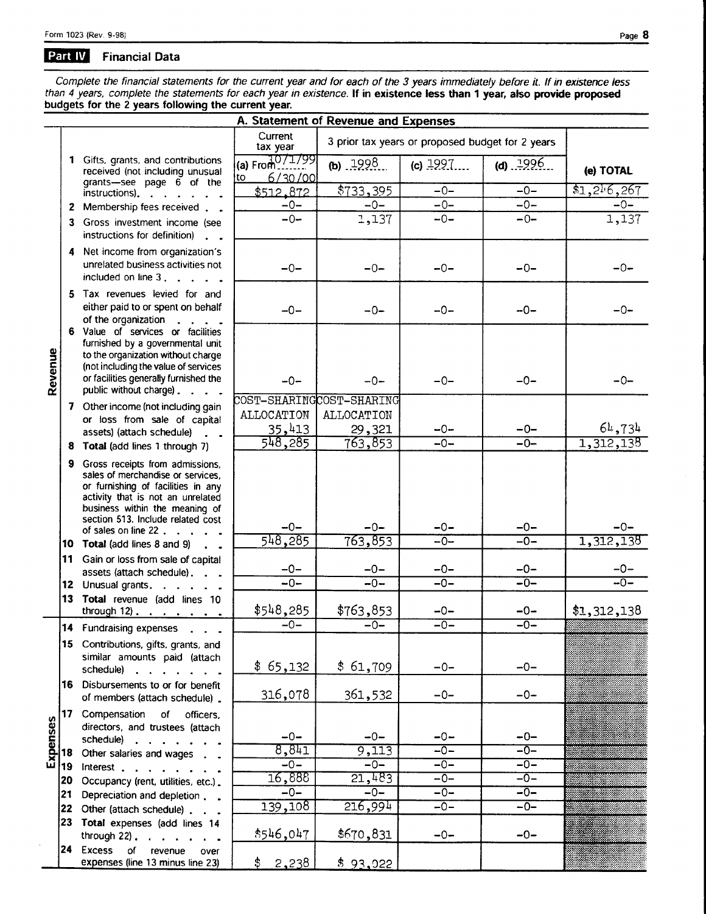## Part IV Financial Data

*Complete the financial statements for the current year and for each of the 3 years immediately before it. If in existence less than 4 years, complete the statements for each year in existence.* **If in existence less than 1 year, also provide proposed budgets for the 2 years following the current year.**

### A. Statement of Revenue and Expenses

| | | Current tax year | 3 prior tax years or proposed budget for 2 years | | | |
|---|---|---|---|---|---|---|
| | | (a) From 10/1/99 to 6/30/00 | (b) 1998 | (c) 1997 | (d) 1996 | (e) TOTAL |
| **Revenue** | 1 Gifts, grants, and contributions received (not including unusual grants—see page 6 of the instructions) | $512,872 | $733,395 | -0- | -0- | $1,246,267 |
| | 2 Membership fees received | -0- | -0- | -0- | -0- | -0- |
| | 3 Gross investment income (see instructions for definition) | -0- | 1,137 | -0- | -0- | 1,137 |
| | 4 Net income from organization's unrelated business activities not included on line 3 | -0- | -0- | -0- | -0- | -0- |
| | 5 Tax revenues levied for and either paid to or spent on behalf of the organization | -0- | -0- | -0- | -0- | -0- |
| | 6 Value of services or facilities furnished by a governmental unit to the organization without charge (not including the value of services or facilities generally furnished the public without charge) | -0- | -0- | -0- | -0- | -0- |
| | 7 Other income (not including gain or loss from sale of capital assets) (attach schedule) | COST-SHARING ALLOCATION 35,413 | COST-SHARING ALLOCATION 29,321 | -0- | -0- | 64,734 |
| | 8 **Total** (add lines 1 through 7) | 548,285 | 763,853 | -0- | -0- | 1,312,138 |
| | 9 Gross receipts from admissions, sales of merchandise or services, or furnishing of facilities in any activity that is not an unrelated business within the meaning of section 513. Include related cost of sales on line 22 | -0- | -0- | -0- | -0- | -0- |
| | 10 **Total** (add lines 8 and 9) | 548,285 | 763,853 | -0- | -0- | 1,312,138 |
| | 11 Gain or loss from sale of capital assets (attach schedule) | -0- | -0- | -0- | -0- | -0- |
| | 12 Unusual grants | -0- | -0- | -0- | -0- | -0- |
| | 13 **Total** revenue (add lines 10 through 12) | $548,285 | $763,853 | -0- | -0- | $1,312,138 |
| **Expenses** | 14 Fundraising expenses | -0- | -0- | -0- | -0- | |
| | 15 Contributions, gifts, grants, and similar amounts paid (attach schedule) | $ 65,132 | $ 61,709 | -0- | -0- | |
| | 16 Disbursements to or for benefit of members (attach schedule) | 316,078 | 361,532 | -0- | -0- | |
| | 17 Compensation of officers, directors, and trustees (attach schedule) | -0- | -0- | -0- | -0- | |
| | 18 Other salaries and wages | 8,841 | 9,113 | -0- | -0- | |
| | 19 Interest | -0- | -0- | -0- | -0- | |
| | 20 Occupancy (rent, utilities, etc.) | 16,888 | 21,483 | -0- | -0- | |
| | 21 Depreciation and depletion | -0- | -0- | -0- | -0- | |
| | 22 Other (attach schedule) | 139,108 | 216,994 | -0- | -0- | |
| | 23 **Total** expenses (add lines 14 through 22) | $546,047 | $670,831 | -0- | -0- | |
| | 24 Excess of revenue over expenses (line 13 minus line 23) | $ 2,238 | $ 93,022 | | | |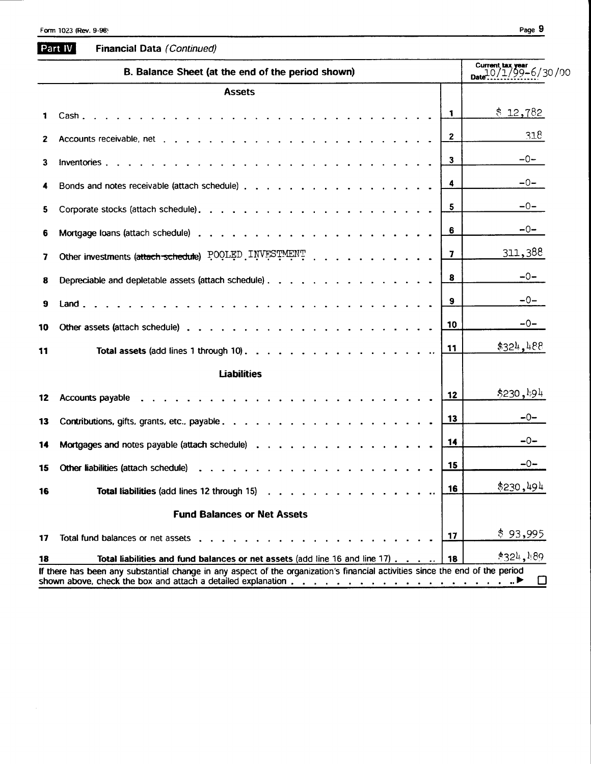Form 1023 (Rev. 9-98)

**Part IV** **Financial Data** *(Continued)*

| | B. Balance Sheet (at the end of the period shown) | | Current tax year Date 10/1/99-6/30/00 |
|---|---|---|---|
| | **Assets** | | |
| 1 | Cash | 1 | $ 12,782 |
| 2 | Accounts receivable, net | 2 | 318 |
| 3 | Inventories | 3 | -0- |
| 4 | Bonds and notes receivable (attach schedule) | 4 | -0- |
| 5 | Corporate stocks (attach schedule) | 5 | -0- |
| 6 | Mortgage loans (attach schedule) | 6 | -0- |
| 7 | Other investments ~~(attach schedule)~~ POOLED INVESTMENT | 7 | 311,388 |
| 8 | Depreciable and depletable assets (attach schedule) | 8 | -0- |
| 9 | Land | 9 | -0- |
| 10 | Other assets (attach schedule) | 10 | -0- |
| 11 | **Total assets** (add lines 1 through 10) | 11 | $324,488 |
| | **Liabilities** | | |
| 12 | Accounts payable | 12 | $230,494 |
| 13 | Contributions, gifts, grants, etc., payable | 13 | -0- |
| 14 | Mortgages and notes payable (attach schedule) | 14 | -0- |
| 15 | Other liabilities (attach schedule) | 15 | -0- |
| 16 | **Total liabilities** (add lines 12 through 15) | 16 | $230,494 |
| | **Fund Balances or Net Assets** | | |
| 17 | Total fund balances or net assets | 17 | $ 93,995 |
| 18 | **Total liabilities and fund balances or net assets** (add line 16 and line 17) | 18 | $324,489 |

If there has been any substantial change in any aspect of the organization's financial activities since the end of the period shown above, check the box and attach a detailed explanation ▶ ☐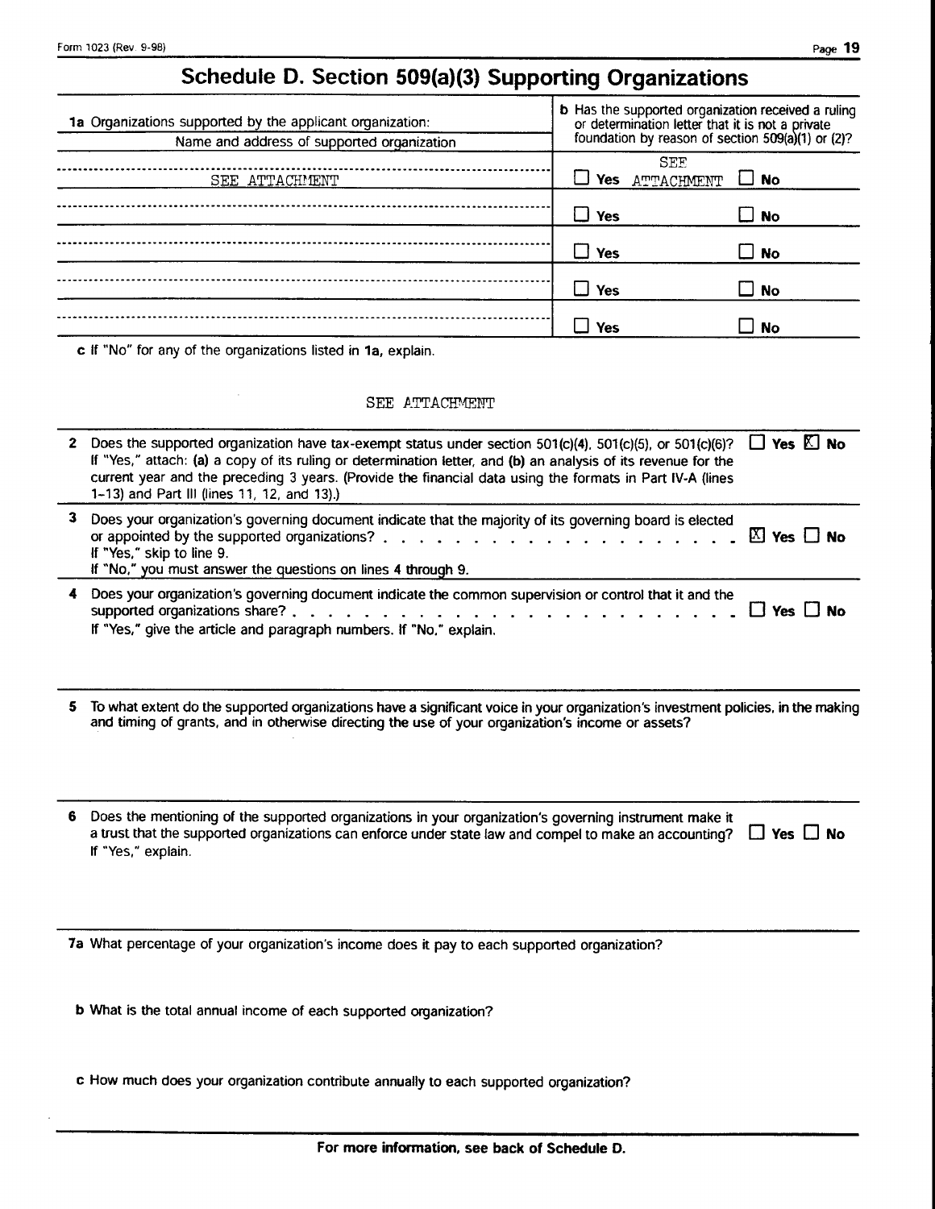Form 1023 (Rev. 9-98)

# Schedule D. Section 509(a)(3) Supporting Organizations

| 1a Organizations supported by the applicant organization: Name and address of supported organization | b Has the supported organization received a ruling or determination letter that it is not a private foundation by reason of section 509(a)(1) or (2)? |
|---|---|
| SEE ATTACHMENT | ☐ Yes SEE ATTACHMENT ☐ No |
| | ☐ Yes ☐ No |
| | ☐ Yes ☐ No |
| | ☐ Yes ☐ No |
| | ☐ Yes ☐ No |

**c** If "No" for any of the organizations listed in **1a**, explain.

SEE ATTACHMENT

**2** Does the supported organization have tax-exempt status under section 501(c)(4), 501(c)(5), or 501(c)(6)? ☐ **Yes** ☒ **No**
If "Yes," attach: **(a)** a copy of its ruling or determination letter, and **(b)** an analysis of its revenue for the current year and the preceding 3 years. (Provide the financial data using the formats in Part IV-A (lines 1-13) and Part III (lines 11, 12, and 13).)

**3** Does your organization's governing document indicate that the majority of its governing board is elected or appointed by the supported organizations? ☒ **Yes** ☐ **No**
If "Yes," skip to line 9.
If "No," you must answer the questions on lines 4 through 9.

**4** Does your organization's governing document indicate the common supervision or control that it and the supported organizations share? ☐ **Yes** ☐ **No**
If "Yes," give the article and paragraph numbers. If "No," explain.

**5** To what extent do the supported organizations have a significant voice in your organization's investment policies, in the making and timing of grants, and in otherwise directing the use of your organization's income or assets?

**6** Does the mentioning of the supported organizations in your organization's governing instrument make it a trust that the supported organizations can enforce under state law and compel to make an accounting? ☐ **Yes** ☐ **No**
If "Yes," explain.

**7a** What percentage of your organization's income does it pay to each supported organization?

**b** What is the total annual income of each supported organization?

**c** How much does your organization contribute annually to each supported organization?

**For more information, see back of Schedule D.**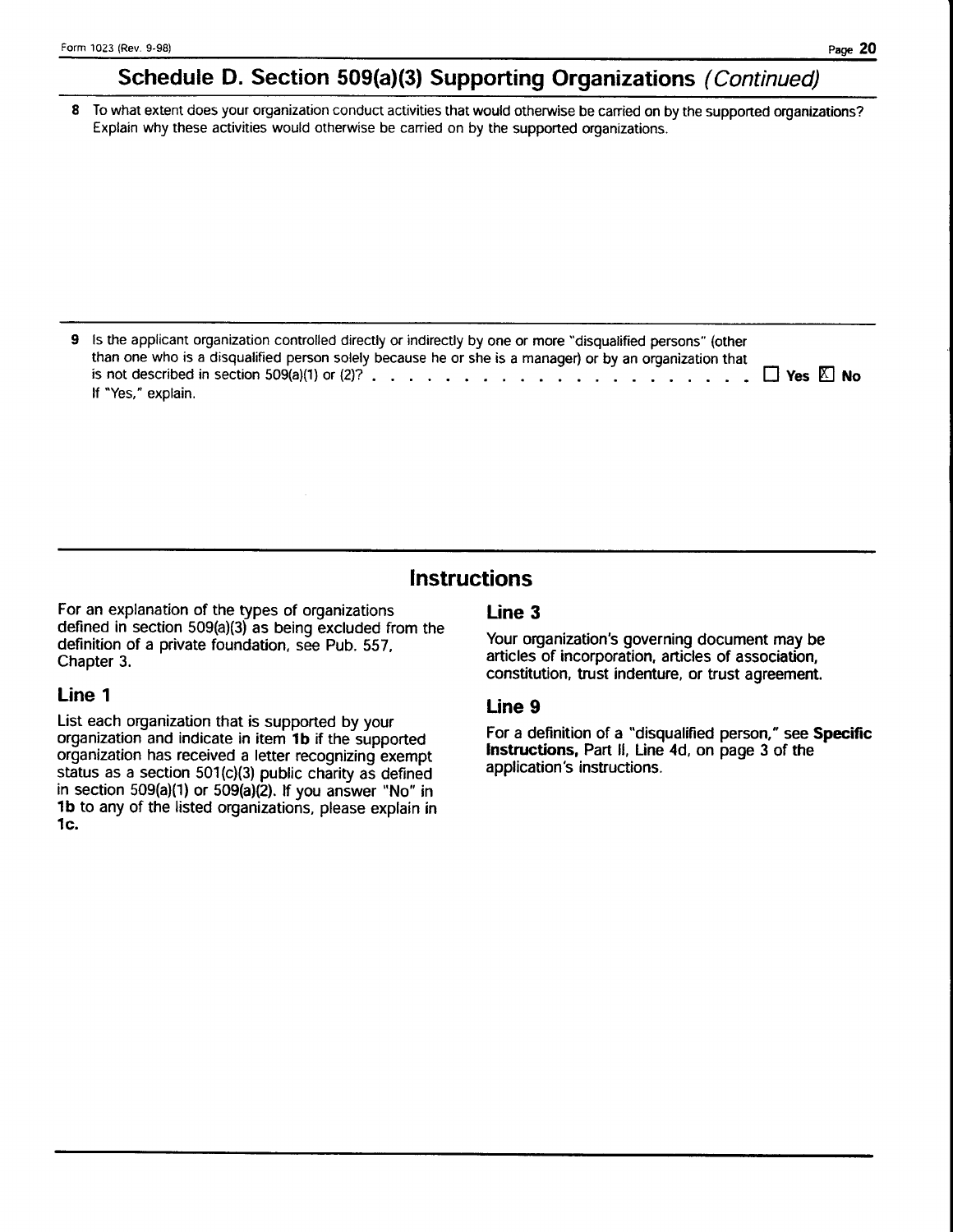## Schedule D. Section 509(a)(3) Supporting Organizations *(Continued)*

**8** To what extent does your organization conduct activities that would otherwise be carried on by the supported organizations? Explain why these activities would otherwise be carried on by the supported organizations.

**9** Is the applicant organization controlled directly or indirectly by one or more "disqualified persons" (other than one who is a disqualified person solely because he or she is a manager) or by an organization that is not described in section 509(a)(1) or (2)? . . . . . . . . . . . . . . . . . . . . . ☐ **Yes** ☒ **No**

If "Yes," explain.

## Instructions

For an explanation of the types of organizations defined in section 509(a)(3) as being excluded from the definition of a private foundation, see Pub. 557, Chapter 3.

### Line 1

List each organization that is supported by your organization and indicate in item **1b** if the supported organization has received a letter recognizing exempt status as a section 501(c)(3) public charity as defined in section 509(a)(1) or 509(a)(2). If you answer "No" in **1b** to any of the listed organizations, please explain in **1c.**

### Line 3

Your organization's governing document may be articles of incorporation, articles of association, constitution, trust indenture, or trust agreement.

### Line 9

For a definition of a "disqualified person," see **Specific Instructions,** Part II, Line 4d, on page 3 of the application's instructions.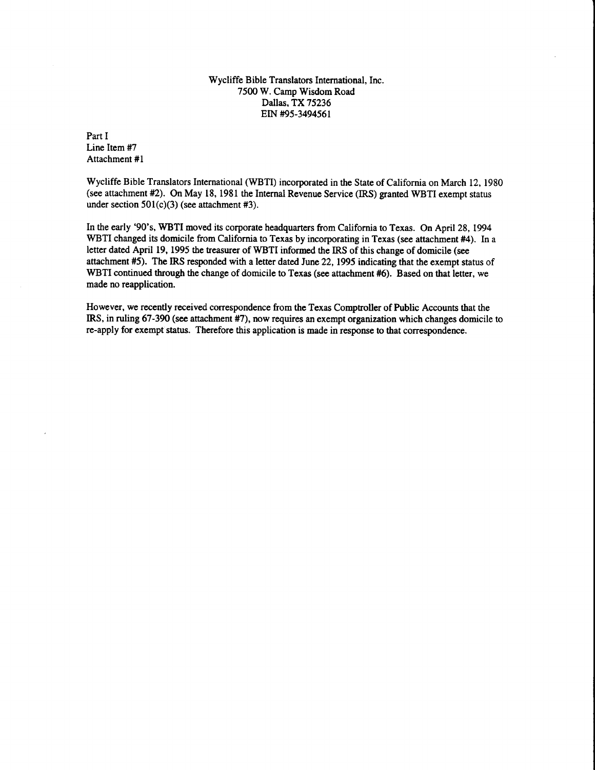Wycliffe Bible Translators International, Inc.
7500 W. Camp Wisdom Road
Dallas, TX 75236
EIN #95-3494561

Part I
Line Item #7
Attachment #1

Wycliffe Bible Translators International (WBTI) incorporated in the State of California on March 12, 1980 (see attachment #2). On May 18, 1981 the Internal Revenue Service (IRS) granted WBTI exempt status under section 501(c)(3) (see attachment #3).

In the early '90's, WBTI moved its corporate headquarters from California to Texas. On April 28, 1994 WBTI changed its domicile from California to Texas by incorporating in Texas (see attachment #4). In a letter dated April 19, 1995 the treasurer of WBTI informed the IRS of this change of domicile (see attachment #5). The IRS responded with a letter dated June 22, 1995 indicating that the exempt status of WBTI continued through the change of domicile to Texas (see attachment #6). Based on that letter, we made no reapplication.

However, we recently received correspondence from the Texas Comptroller of Public Accounts that the IRS, in ruling 67-390 (see attachment #7), now requires an exempt organization which changes domicile to re-apply for exempt status. Therefore this application is made in response to that correspondence.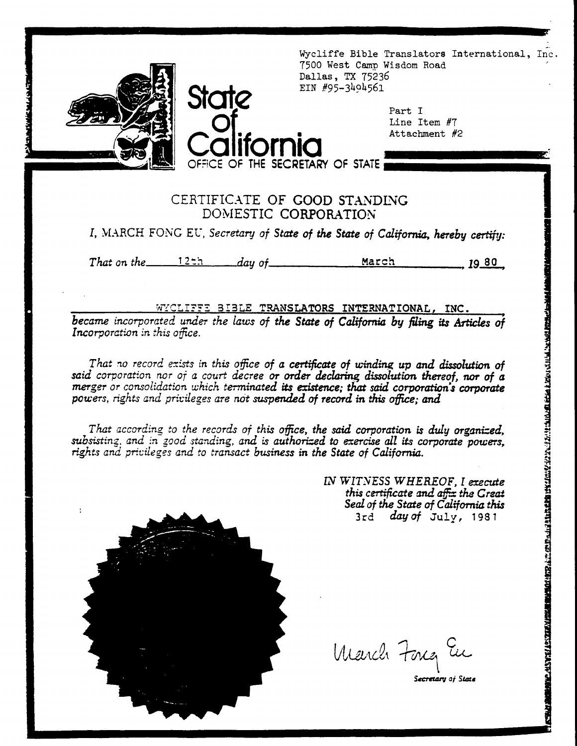Wycliffe Bible Translators International, Inc.
7500 West Camp Wisdom Road
Dallas, TX 75236
EIN #95-3494561

Part I
Line Item #7
Attachment #2

State of California
OFFICE OF THE SECRETARY OF STATE

# CERTIFICATE OF GOOD STANDING
## DOMESTIC CORPORATION

*I,* MARCH FONG EU, *Secretary of State of the State of California, hereby certify:*

*That on the* 12th *day of* March *, 19*80*,*

WYCLIFFE BIBLE TRANSLATORS INTERNATIONAL, INC.
*became incorporated under the laws of the State of California by filing its Articles of Incorporation in this office.*

*That no record exists in this office of a certificate of winding up and dissolution of said corporation nor of a court decree or order declaring dissolution thereof, nor of a merger or consolidation which terminated its existence; that said corporation's corporate powers, rights and privileges are not suspended of record in this office; and*

*That according to the records of this office, the said corporation is duly organized, subsisting, and in good standing, and is authorized to exercise all its corporate powers, rights and privileges and to transact business in the State of California.*

*IN WITNESS WHEREOF, I execute this certificate and affix the Great Seal of the State of California this* 3rd *day of* July, 1981

March Fong Eu
*Secretary of State*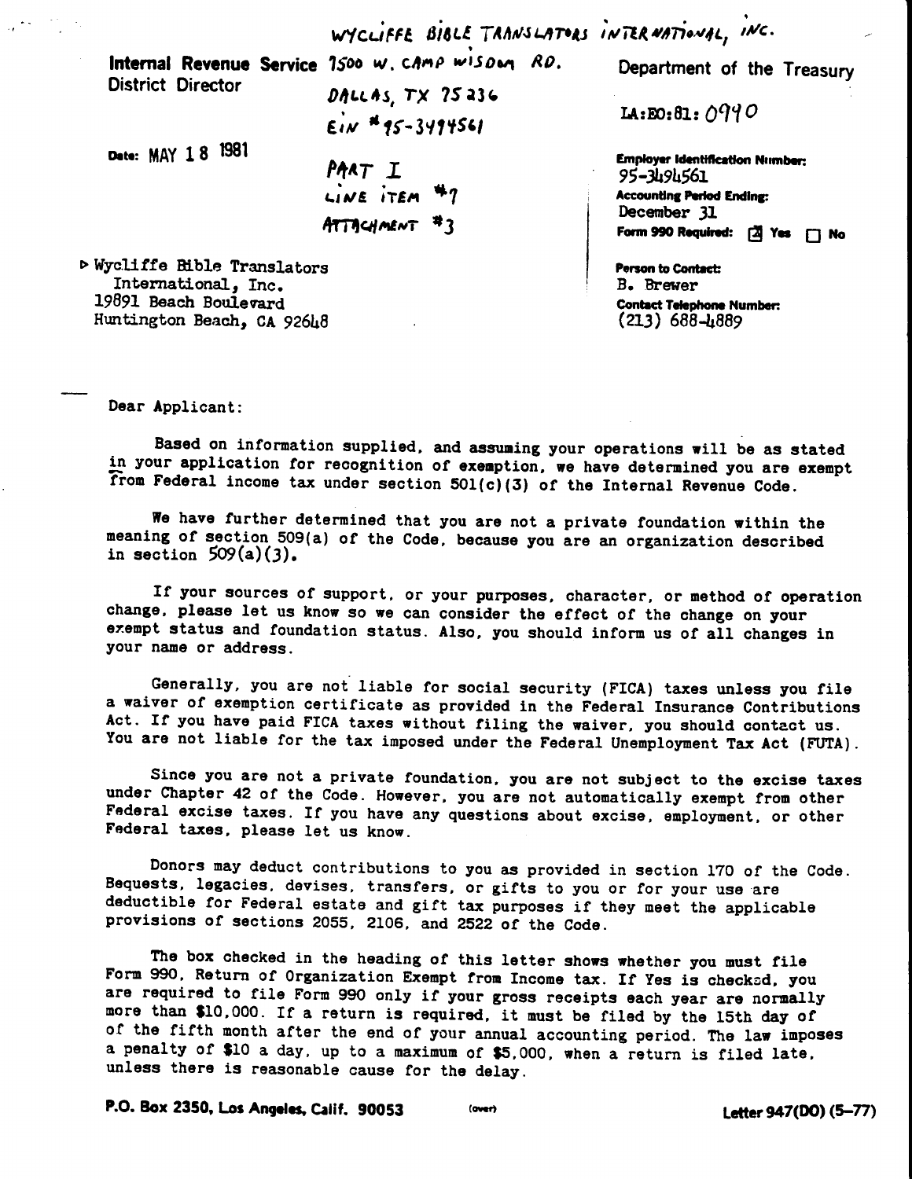WYCLIFFE BIBLE TRANSLATORS INTERNATIONAL, INC.
7500 W. CAMP WISDOM RD.
DALLAS, TX 75236
EIN #95-3494561

PART I
LINE ITEM #7
ATTACHMENT #3

**Internal Revenue Service**
**District Director**

**Department of the Treasury**

Date: MAY 18 1981

LA:EO:81: 0990

**Employer Identification Number:**
95-3494561

**Accounting Period Ending:**
December 31

**Form 990 Required:** [X] Yes [ ] No

**Person to Contact:**
B. Brewer

**Contact Telephone Number:**
(213) 688-4889

▷ Wycliffe Bible Translators
International, Inc.
19891 Beach Boulevard
Huntington Beach, CA 92648

Dear Applicant:

Based on information supplied, and assuming your operations will be as stated in your application for recognition of exemption, we have determined you are exempt from Federal income tax under section 501(c)(3) of the Internal Revenue Code.

We have further determined that you are not a private foundation within the meaning of section 509(a) of the Code, because you are an organization described in section 509(a)(3).

If your sources of support, or your purposes, character, or method of operation change, please let us know so we can consider the effect of the change on your exempt status and foundation status. Also, you should inform us of all changes in your name or address.

Generally, you are not liable for social security (FICA) taxes unless you file a waiver of exemption certificate as provided in the Federal Insurance Contributions Act. If you have paid FICA taxes without filing the waiver, you should contact us. You are not liable for the tax imposed under the Federal Unemployment Tax Act (FUTA).

Since you are not a private foundation, you are not subject to the excise taxes under Chapter 42 of the Code. However, you are not automatically exempt from other Federal excise taxes. If you have any questions about excise, employment, or other Federal taxes, please let us know.

Donors may deduct contributions to you as provided in section 170 of the Code. Bequests, legacies, devises, transfers, or gifts to you or for your use are deductible for Federal estate and gift tax purposes if they meet the applicable provisions of sections 2055, 2106, and 2522 of the Code.

The box checked in the heading of this letter shows whether you must file Form 990, Return of Organization Exempt from Income tax. If Yes is checked, you are required to file Form 990 only if your gross receipts each year are normally more than $10,000. If a return is required, it must be filed by the 15th day of of the fifth month after the end of your annual accounting period. The law imposes a penalty of $10 a day, up to a maximum of $5,000, when a return is filed late, unless there is reasonable cause for the delay.

P.O. Box 2350, Los Angeles, Calif. 90053 (over) Letter 947(DO) (5-77)